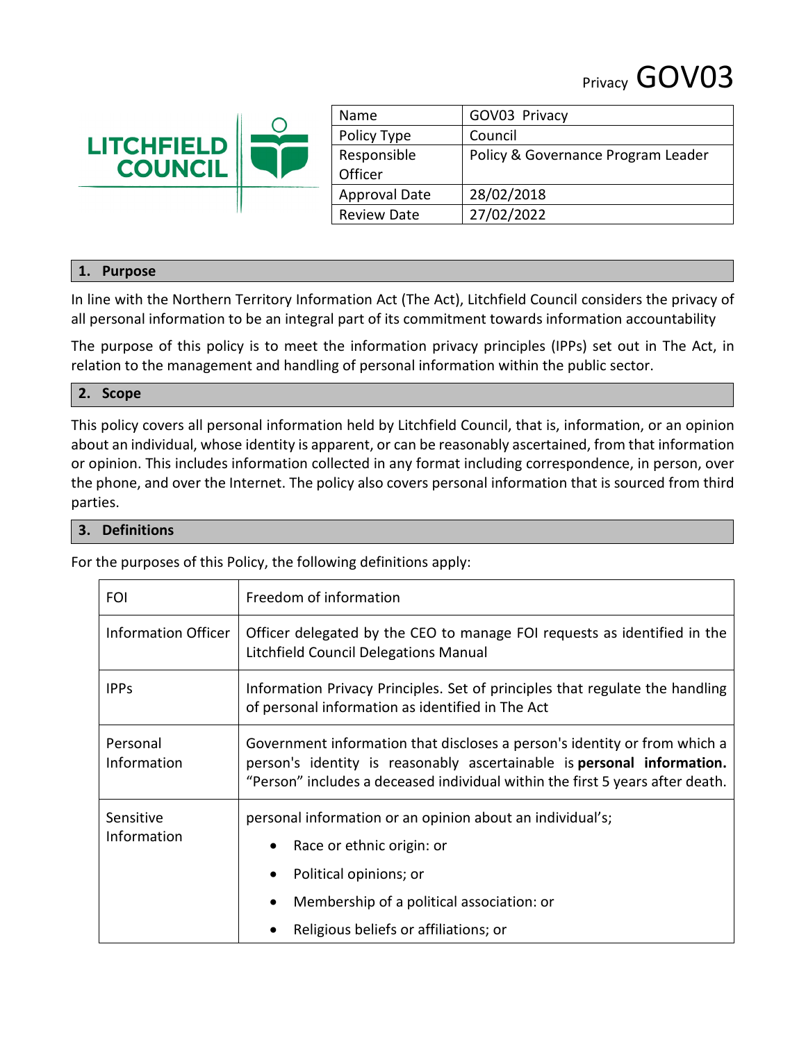Privacy **GOV03**

LITCHFIELD COUNCIL

| Name | GOV03 Privacy |
|---|---|
| Policy Type | Council |
| Responsible Officer | Policy & Governance Program Leader |
| Approval Date | 28/02/2018 |
| Review Date | 27/02/2022 |

## 1. Purpose

In line with the Northern Territory Information Act (The Act), Litchfield Council considers the privacy of all personal information to be an integral part of its commitment towards information accountability

The purpose of this policy is to meet the information privacy principles (IPPs) set out in The Act, in relation to the management and handling of personal information within the public sector.

## 2. Scope

This policy covers all personal information held by Litchfield Council, that is, information, or an opinion about an individual, whose identity is apparent, or can be reasonably ascertained, from that information or opinion. This includes information collected in any format including correspondence, in person, over the phone, and over the Internet. The policy also covers personal information that is sourced from third parties.

## 3. Definitions

For the purposes of this Policy, the following definitions apply:

| | |
|---|---|
| FOI | Freedom of information |
| Information Officer | Officer delegated by the CEO to manage FOI requests as identified in the Litchfield Council Delegations Manual |
| IPPs | Information Privacy Principles. Set of principles that regulate the handling of personal information as identified in The Act |
| Personal Information | Government information that discloses a person's identity or from which a person's identity is reasonably ascertainable is **personal information.** "Person" includes a deceased individual within the first 5 years after death. |
| Sensitive Information | personal information or an opinion about an individual's;<br>• Race or ethnic origin: or<br>• Political opinions; or<br>• Membership of a political association: or<br>• Religious beliefs or affiliations; or |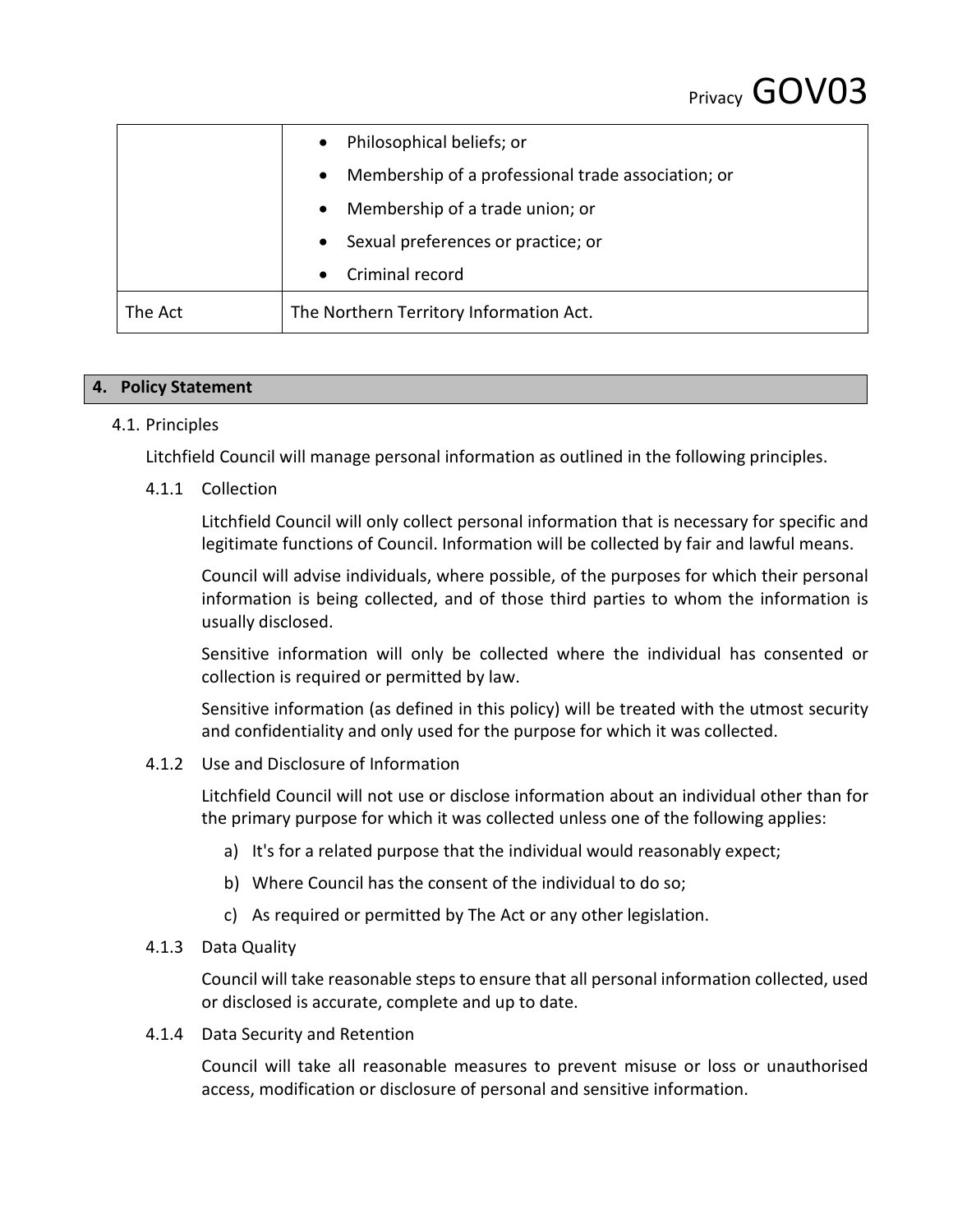| | |
|---|---|
| | • Philosophical beliefs; or<br>• Membership of a professional trade association; or<br>• Membership of a trade union; or<br>• Sexual preferences or practice; or<br>• Criminal record |
| The Act | The Northern Territory Information Act. |

## 4. Policy Statement

### 4.1. Principles

Litchfield Council will manage personal information as outlined in the following principles.

#### 4.1.1 Collection

Litchfield Council will only collect personal information that is necessary for specific and legitimate functions of Council. Information will be collected by fair and lawful means.

Council will advise individuals, where possible, of the purposes for which their personal information is being collected, and of those third parties to whom the information is usually disclosed.

Sensitive information will only be collected where the individual has consented or collection is required or permitted by law.

Sensitive information (as defined in this policy) will be treated with the utmost security and confidentiality and only used for the purpose for which it was collected.

#### 4.1.2 Use and Disclosure of Information

Litchfield Council will not use or disclose information about an individual other than for the primary purpose for which it was collected unless one of the following applies:

a) It's for a related purpose that the individual would reasonably expect;

b) Where Council has the consent of the individual to do so;

c) As required or permitted by The Act or any other legislation.

#### 4.1.3 Data Quality

Council will take reasonable steps to ensure that all personal information collected, used or disclosed is accurate, complete and up to date.

#### 4.1.4 Data Security and Retention

Council will take all reasonable measures to prevent misuse or loss or unauthorised access, modification or disclosure of personal and sensitive information.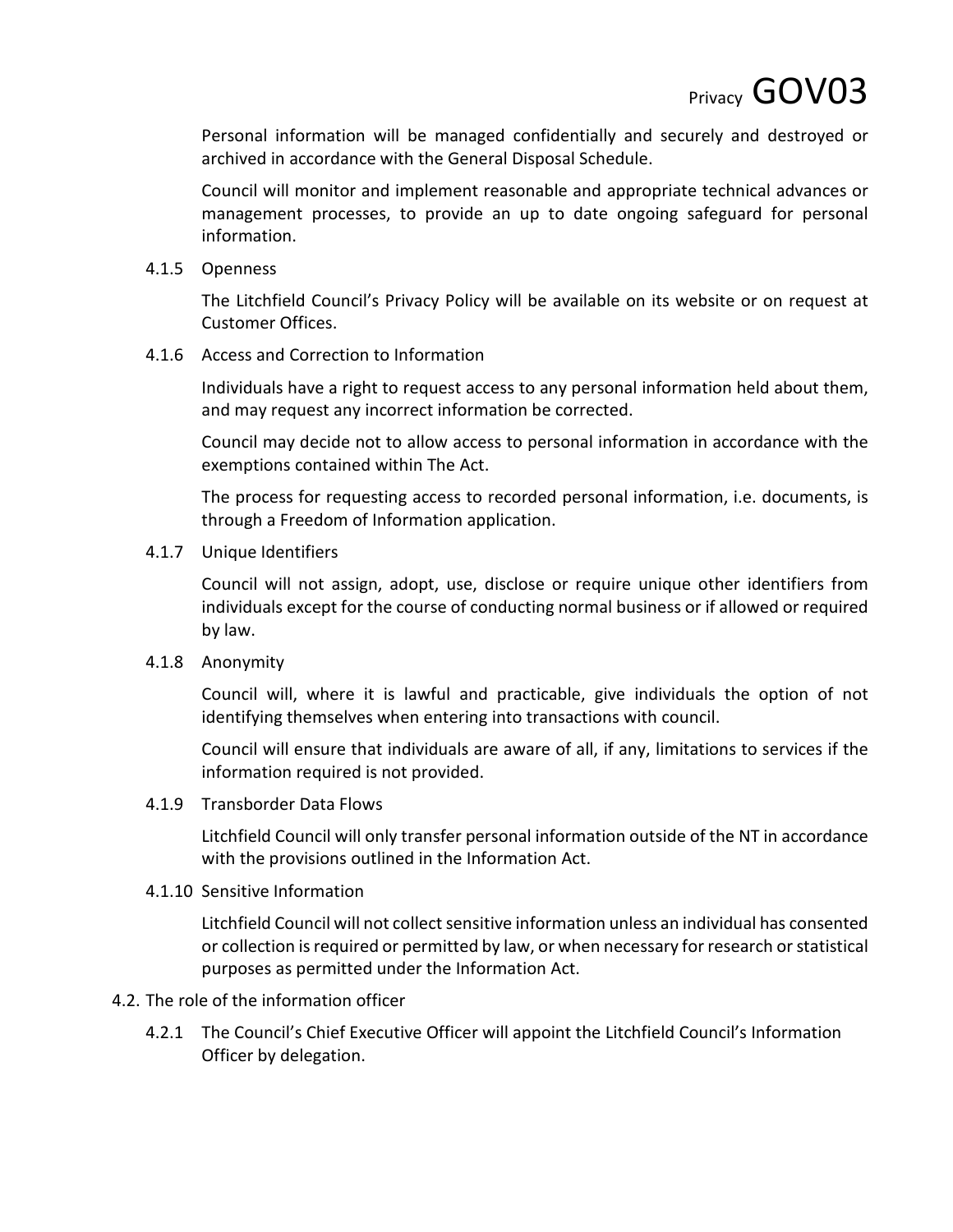Personal information will be managed confidentially and securely and destroyed or archived in accordance with the General Disposal Schedule.

Council will monitor and implement reasonable and appropriate technical advances or management processes, to provide an up to date ongoing safeguard for personal information.

#### 4.1.5 Openness

The Litchfield Council's Privacy Policy will be available on its website or on request at Customer Offices.

#### 4.1.6 Access and Correction to Information

Individuals have a right to request access to any personal information held about them, and may request any incorrect information be corrected.

Council may decide not to allow access to personal information in accordance with the exemptions contained within The Act.

The process for requesting access to recorded personal information, i.e. documents, is through a Freedom of Information application.

#### 4.1.7 Unique Identifiers

Council will not assign, adopt, use, disclose or require unique other identifiers from individuals except for the course of conducting normal business or if allowed or required by law.

#### 4.1.8 Anonymity

Council will, where it is lawful and practicable, give individuals the option of not identifying themselves when entering into transactions with council.

Council will ensure that individuals are aware of all, if any, limitations to services if the information required is not provided.

#### 4.1.9 Transborder Data Flows

Litchfield Council will only transfer personal information outside of the NT in accordance with the provisions outlined in the Information Act.

#### 4.1.10 Sensitive Information

Litchfield Council will not collect sensitive information unless an individual has consented or collection is required or permitted by law, or when necessary for research or statistical purposes as permitted under the Information Act.

### 4.2. The role of the information officer

4.2.1 The Council's Chief Executive Officer will appoint the Litchfield Council's Information Officer by delegation.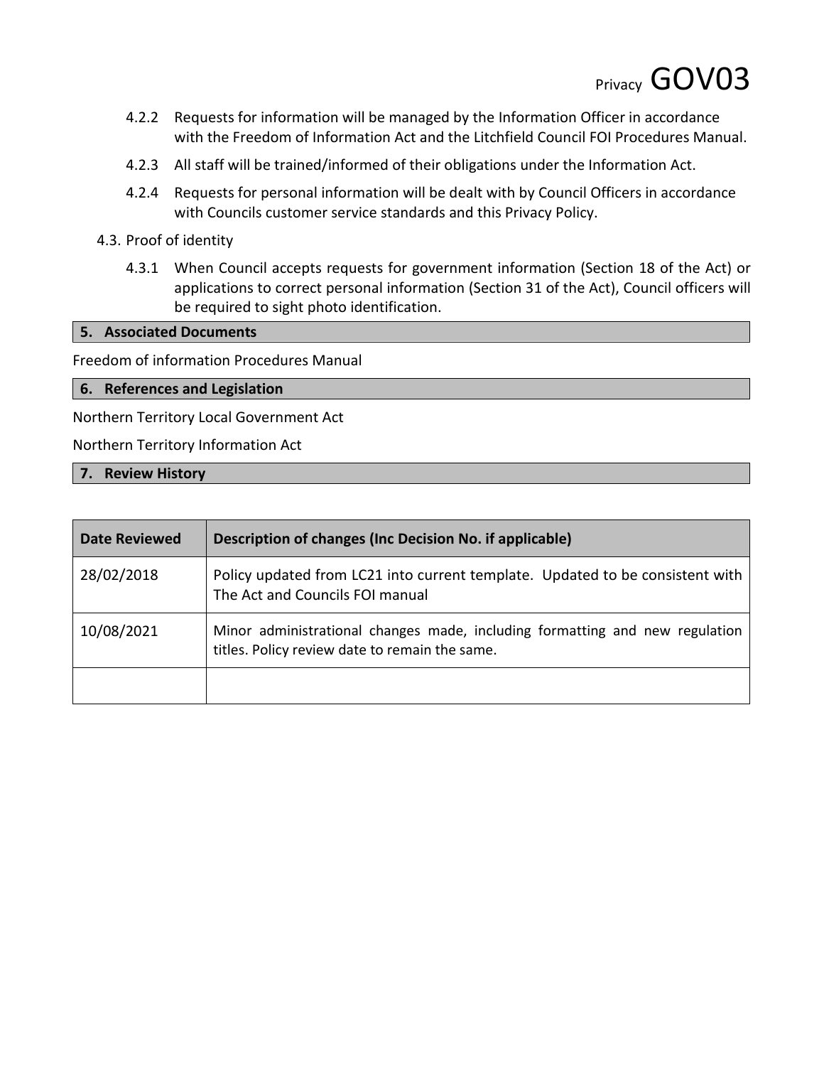4.2.2 Requests for information will be managed by the Information Officer in accordance with the Freedom of Information Act and the Litchfield Council FOI Procedures Manual.

4.2.3 All staff will be trained/informed of their obligations under the Information Act.

4.2.4 Requests for personal information will be dealt with by Council Officers in accordance with Councils customer service standards and this Privacy Policy.

4.3. Proof of identity

4.3.1 When Council accepts requests for government information (Section 18 of the Act) or applications to correct personal information (Section 31 of the Act), Council officers will be required to sight photo identification.

## 5. Associated Documents

Freedom of information Procedures Manual

## 6. References and Legislation

Northern Territory Local Government Act

Northern Territory Information Act

## 7. Review History

| Date Reviewed | Description of changes (Inc Decision No. if applicable) |
|---|---|
| 28/02/2018 | Policy updated from LC21 into current template. Updated to be consistent with The Act and Councils FOI manual |
| 10/08/2021 | Minor administrational changes made, including formatting and new regulation titles. Policy review date to remain the same. |
| | |